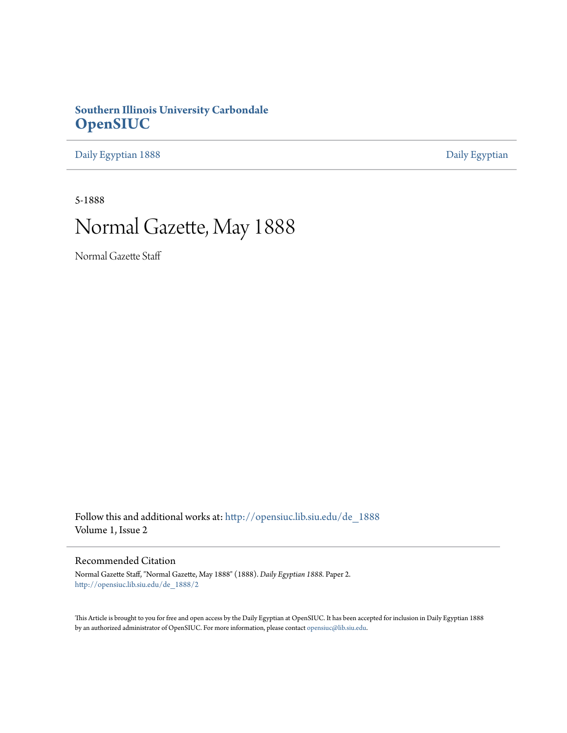**Southern Illinois University Carbondale**
**OpenSIUC**

Daily Egyptian 1888 | Daily Egyptian

5-1888

# Normal Gazette, May 1888

Normal Gazette Staff

Follow this and additional works at: http://opensiuc.lib.siu.edu/de_1888
Volume 1, Issue 2

## Recommended Citation

Normal Gazette Staff, "Normal Gazette, May 1888" (1888). *Daily Egyptian 1888.* Paper 2.
http://opensiuc.lib.siu.edu/de_1888/2

This Article is brought to you for free and open access by the Daily Egyptian at OpenSIUC. It has been accepted for inclusion in Daily Egyptian 1888 by an authorized administrator of OpenSIUC. For more information, please contact opensiuc@lib.siu.edu.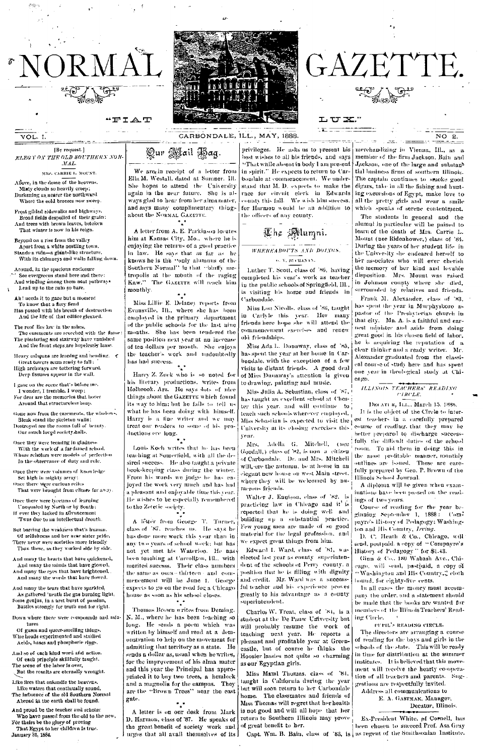# NORMAL GAZETTE.

"FIAT LUX."

VOL. I. CARBONDALE, ILL., MAY, 1888. NO 2.

[By request.]

### *ELEGY ON THE OLD SOUTHERN NORMAL.*

MRS. CARRIE L. MOUNT.

Above, in the dome of the heavens,
Misty clouds so heavily creep;
Darkening as nearer the northward
Where the cold breezes now sweep.

Frost gilded sidewalks and highways,
Broad fields despoiled of their grain;
And trees with brown leaves, betoken
That winter is now in his reign.

Beyond on a rise from the valley
Apart from a white nestling town,
Stands a ruin—a giant-like structure,
With its chimneys and walls falling down.

Around, in the spacious enclosure
See evergreens stand here and there:
And winding among them neat pathways
Lead up to the ruin so bare.

Ah! needs it to gaze but a moment
To know that a fiery fiend
Has passed with his breath of destruction
And the life of that edifice gleaned.

The roof lies low in the ashes,
The casements are scorched with the flame;
The plastering and stairway have vanished
And the front steps are hopelessly lame.

Heavy columns are leaning and bending,
Great towers seem ready to fall;
High archways are tottering forward,
Deep fissures appear in the wall.

I gaze on the scene that's before me,
I wonder, I tremble, I weep;
For dear are the memories that hover
Around that structureless heap.

Gone now from the casements, the windows,
Bleak stand the skeleton walls;
Destroyed are the rooms full of beauty,
Our much loved society halls.

Once they were teeming in gladness
With the work of a far-famed school,
Whose scholars were models of perfection
In the observance of duty and rule.

Once there were volumes of knowledge
Set high in mighty array;
Once there were curious relics
That were brought from climes far away.

Once there were lyceums of learning
Unequaled by North or by South;
If ever they lacked in advancement
'Twas due to an intellectual drouth.

But barring the weakness that's human,
Of selfishness and her near sister pride,
There never were societies more friendly
Than these, as they worked side by side.

And many the hearts that have quickened,
And many the minds that have glowed,
And many the eyes that have brightened,
And many the words that have flowed.

And many the tears that have sparkled,
As gathered 'neath the gas burning light,
Some genius, in a urst burst of passion,
Battles strongly for truth and for right.

Down where there were compounds and mixtures
Of gases and queer-smelling things,
Wise heads experimented and studied
Acids, bases and phosphoric rings.

And so of each kind word and action,
Of each principle skillfully taught,
The scene of the labor is over,
But the results are eternally wrought.

Like fires that enkindle the heavens,
Like waters that continually sound,
The influence of the old Southern Normal
Abroad in the earth shall be found.

And proud be the teacher and scholar
Who have passed from the old to the new,
For theirs be the glory of proving
That Egypt to her children is true.

January 31, 1884.

## Our Mail Bag.

We are in receipt of a letter from Ella M. Westall, dated at Sumner, Ill. She hopes to attend the University again in the near future. She is always glad to hear from her alma mater, and says many complimentary things about the NORMAL GAZETTE.

\* \* \*

A letter from A. E. Parkinson locates him at Kansas City, Mo., where he is enjoying the returns of a good practice in law. He says that as far as he knows he is the "only alumnus of the Southern Normal" in that "bluffy metropolis at the mouth of the raging Kaw." The GAZETTE will reach him monthly.

\* \* \*

Miss Lillie E. Delaney reports from Evansville, Ill., where she has been employed in the primary department of the public schools for the last nine months. She has been tendered the same position next year at an increase of ten dollars per month. She enjoys the teacher's work and undoubtedly has had success.

\* \* \*

Harry Z. Zuck who is so noted for his literary productions, writes from Holbrook, Arz. He says lots of nice things about the GAZETTE which found its way to him; but he fails to tell us what he has been doing with himself. Harry is a fine writer and we may treat our readers to some of his productions ere long.

\* \* \*

Louis Koch writes that he has been teaching at Somerfield, with all the desired success. He also taught a private book-keeping class during the winter. From his words we judge he has enjoyed the work very much and has had a pleasant and enjoyable time this year. He wishes to be especially remembered to the Zetetic society.

\* \* \*

A letter from George T. Turner, class of '87, reaches us. He says he has done more work this year than in any two years of school work; but has not yet met his Waterloo. He has been teaching at Carrollton, Ill., with merited success. Their class numbers the same as ours—thirteen—and commencement will be June 1. George expects to go on the road for a Chicago house as soon as his school closes.

\* \* \*

Thomas Brown writes from Deming, N. M., where he has been teaching so long. He sends a poem which was written by himself and read at a demonstration to help on the movement for admitting that territory as a state. He sends a dollar as, usual when he writes, for the improvement of his alma mater and this year the Principal has appropriated it to buy two trees, a hemlock and a magnolia for the campus. They are the "Brown Trees" near the east gate.

\* \* \*

A letter is on our desk from Mark D. Harmon, class of '87. He speaks of the great benefit of society work and urges that all avail themselves of its privileges. He asks us to present his best wishes to all his friends, and says "That while absent in body I am present in spirit." He expects to return to Carbondale at commencement. We understand that M. D. expects to make the race for circuit clerk in Edwards county this fall. We wish him success, for Harmon would be an addition to the officers of any county.

## The Alumni.

### *WHEREABOUTS AND DOINGS.*

G. V. BUCHANAN.

Luther T. Scott, class of '86, having completed his year's work as teacher in the public schools of Springfield, Ill., is visiting his home and friends in Carbondale.

Miss Lou Nicolls, class of '86, taught in Carlyle this year. Her many friends here hope she will attend the commencement exercises and renew old friendships.

Miss Ada L. Dunaway, class of '85, has spent the year at her home in Carbondale, with the exception of a few visits to distant friends. A good deal of Miss Dunaway's attention is given to drawing, painting and music.

Miss Julia A. Sebastian, class of '87, has taught an excellent school at Chester this year, and will continue to teach such schools wherever employed. Miss Sebastian is expected to visit the University at its closing exercises this year.

Mrs. Adella G. Mitchell, (nee Goodall,) class of '82, is now a citizen of Carbondale. Dr. and Mrs. Mitchell will, ere the autumn, be at home in an elegant new house on West Main street, where they will be welcomed by numerous friends.

Walter J. Ennison, class of '82, is practicing law in Chicago and it is reported that he is doing well and building up a substantial practice. Few young men are made of so good material for the legal profession, and we expect great things from him.

Edward I. Ward, class of '81, was elected last year as county superintendent of the schools of Perry county, a position that he is filling with dignity and credit. Mr. Ward was a successful teacher and his experience proves greatly to his advantage as a county superintendent.

Charles W. Treat, class of '84, is a student at the De Pauw University but will probably resume the work of teaching next year. He reports a pleasant and profitable year at Greencastle, but of course he thinks the Hoosier lassies not quite so charming as our Egyptian girls.

Miss Maud Thomas, class of '84, taught in California during the year but will soon return to her Carbondale home. The classmates and friends of Miss Thomas will regret that her health is not good and will all hope that her return to Southern Illinois may prove of great benefit to her.

Capt. Wm. B. Bain, class of '83, is merchandizing in Vienna, Ill., as a member of the firm Jackson, Bain and Jackson, one of the large and substantial business firms of southern Illinois. The captain continues to smoke good cigars, take in all the fishing and hunting excursions of Egypt, make love to all the pretty girls and wear a smile which speaks of serene contentment.

The students in general and the alumni in particular will be pained to learn of the death of Mrs. Carrie L. Mount (nee Ridenhower,) class of '84. During the years of her student life in the University she endeared herself to her associates who will ever cherish the memory of her kind and lovable disposition. Mrs. Mount was raised in Johnson county where she died, surrounded by relatives and friends.

Frank M. Alexander, class of '83, has spent the year in Murphysboro as pastor of the Presbyterian church in that city. Mr. A. is a faithful and earnest minister and aside from doing great good in his chosen field of labor, he is acquiring the reputation of a clear thinker and a ready writer. Mr. Alexander graduated from the classical course of study here and has spent one year in theological study at Chicago.

### *ILLINOIS TEACHERS' READING CIRCLE.*

DECATUR, ILL., March 15, 1888.

It is the object of the Circle to interest teachers in a carefully prepared course of reading, that they may be better prepared to discharge successfully the difficult duties of the school room. To aid them in doing this in the most profitable manner, monthly outlines are issued. These are carefully prepared by Geo. P. Brown of the Illinois School Journal.

A diploma will be given when examinations have been passed on the readings of two years.

Course of reading for the year beginning September 1, 1888: Compayre's History of Pedagogy; Washington and His Country, *Irving*.

D. C. Heath & Co., Chicago, will send, postpaid, a copy of "Compayre's History of Pedagogy" for \$1.43.

Ginn & Co., 180 Wabash Ave., Chicago, will send, postpaid, a copy of "Washington and His Country," cloth bound, for eighty-five cents.

In all cases the money must accompany the order, and a statement should be made that the books are wanted for members of the Illinois Teachers' Reading Circle.

PUPIL'S READING CIRCLE.

The directors are arranging a course of reading for the boys and girls in the schools of the state. This will be ready in time for distribution at the summer institutes. It is believed that this movement will receive the hearty co-operation of all teachers and parents. Suggestions are respectfully invited.

Address all communications to
E. A. GASTMAN, Manager,
Decatur, Illinois.

Ex-President White, of Cornell, has been chosen to succeed Prof. Asa Gray as regent of the Smithsonian Institute.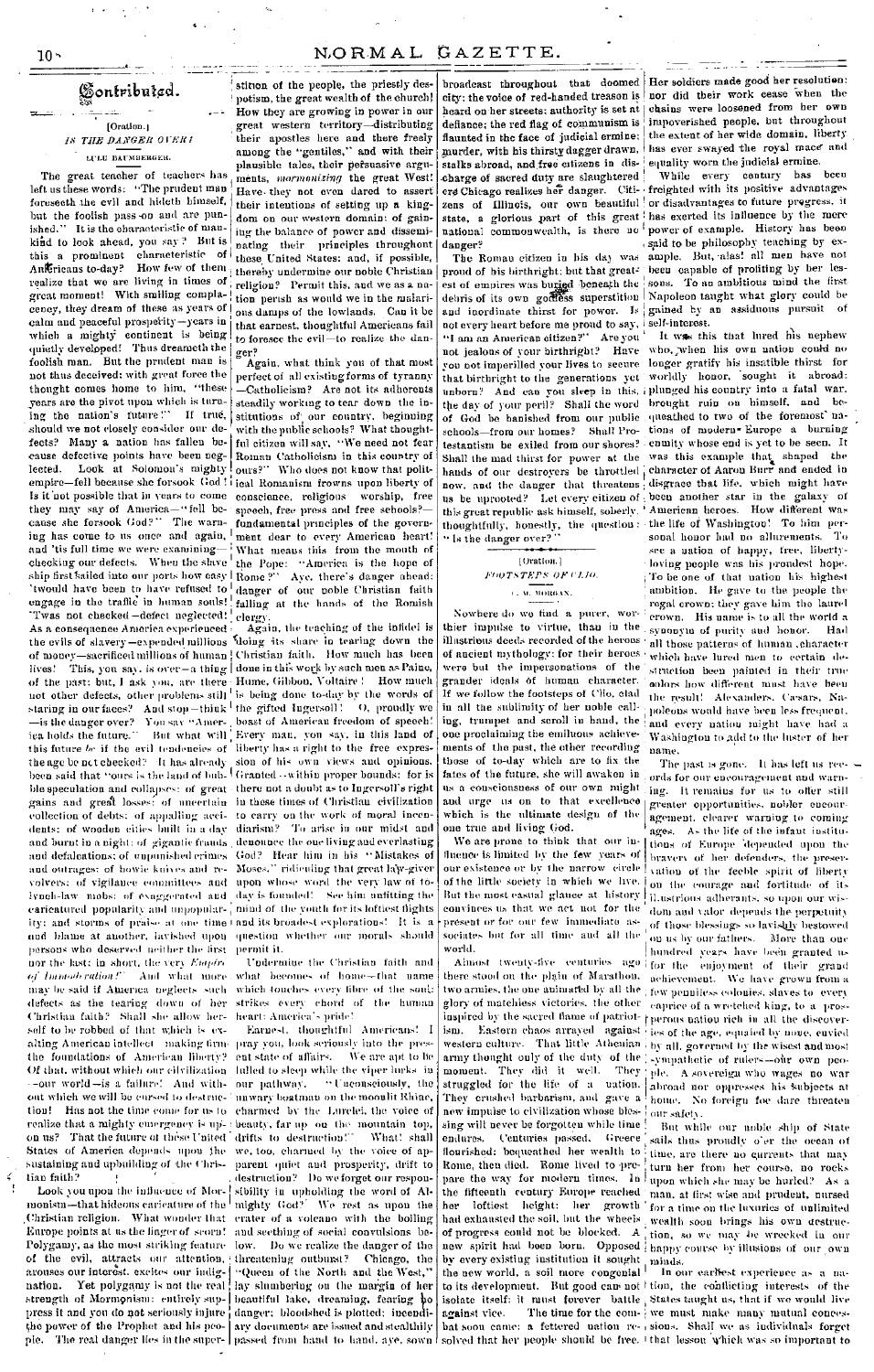## Contributed.

[Oration.]

### IS THE DANGER OVER?

LULU BAUMBERGER.

The great teacher of teachers has left us these words: "The prudent man foreseeth the evil and hideth himself, but the foolish pass on and are punished." It is the characteristic of mankind to look ahead, you say? But is this a prominent characteristic of Americans to-day? How few of them realize that we are living in times of great moment! With smiling complacency, they dream of these as years of calm and peaceful prosperity—years in which a mighty continent is being quietly developed! Thus dreameth the foolish man. But the prudent man is not thus deceived: with great force the thought comes home to him, "these years are the pivot upon which is turning the nation's future!" If true, should we not closely consider our defects? Many a nation has fallen because defective points have been neglected. Look at Solomon's mighty empire—fell because she forsook God! Is it not possible that in years to come they may say of America—"fell because she forsook God?" The warning has come to us once and again, and 'tis full time we were examining—checking our defects. When the slave ship first sailed into our ports how easy 'twould have been to have refused to engage in the traffic in human souls! 'Twas not checked—defect neglected! As a consequence America experienced the evils of slavery—expended millions of money—sacrificed millions of human lives! This, you say, is over—a thing of the past; but, I ask you, are there not other defects, other problems still staring in our faces? And stop—think—is the danger over? You say "America holds the future." But what will this future be if the evil tendencies of the age be not checked? It has already been said that "ours is the land of bubble speculation and collapses; of great gains and great losses; of uncertain collection of debts; of appalling accidents; of wooden cities built in a day and burnt in a night; of gigantic frauds and defalcations; of unpunished crimes and outrages; of bowie knives and revolvers; of vigilance committees and lynch-law mobs; of exaggerated and caricatured popularity and unpopularity; and storms of praise at one time and blame at another, lavished upon persons who deserved neither the first nor the last; in short, the very *Empire of Immoderation!*" And what more may be said if America neglects such defects as the tearing down of her Christian faith? Shall she allow herself to be robbed of that which is exalting American intellect making firm the foundations of American liberty? Of that, without which our civilization—our world—is a failure! And without which we will be cursed to destruction! Has not the time come for us to realize that a mighty emergency is upon us? That the future of these United States of America depends upon the sustaining and upbuilding of the Christian faith?

Look you upon the influence of Mormonism—that hideous caricature of the Christian religion. What wonder that Europe points at us the finger of scorn! Polygamy, as the most striking feature of the evil, attracts our attention, arouses our interest, excites our indignation. Yet polygamy is not the real strength of Mormonism: entirely suppress it and you do not seriously injure the power of the Prophet and his people. The real danger lies in the superstition of the people, the priestly despotism, the great wealth of the church! How they are growing in power in our great western territory—distributing their apostles here and there freely among the "gentiles," and with their plausible tales, their persuasive arguments, *mormonizing* the great West! Have they not even dared to assert their intentions of setting up a kingdom on our western domain: of gaining the balance of power and disseminating their principles throughout these United States: and, if possible, thereby undermine our noble Christian religion? Permit this, and we as a nation perish as would we in the malarious damps of the lowlands. Can it be that earnest, thoughtful Americans fail to foresee the evil—to realize the danger?

Again, what think you of that most perfect of all existing forms of tyranny—Catholicism? Are not its adherents steadily working to tear down the institutions of our country, beginning with the public schools? What thoughtful citizen will say, "We need not fear Roman Catholicism in this country of ours?" Who does not know that political Romanism frowns upon liberty of conscience, religious worship, free speech, free press and free schools?—fundamental principles of the government dear to every American heart! What means this from the mouth of the Pope: "America is the hope of Rome?" Aye, there's danger ahead: danger of our noble Christian faith falling at the hands of the Romish clergy.

Again, the teaching of the infidel is doing its share in tearing down the Christian faith. How much has been done in this work by such men as Paine, Hume, Gibbon, Voltaire! How much is being done to-day by the words of the gifted Ingersoll! O, proudly we boast of American freedom of speech! Every man, you say, in this land of liberty has a right to the free expression of his own views and opinions. Granted—within proper bounds: for is there not a doubt as to Ingersoll's right in these times of Christian civilization to carry on the work of moral incendiarism? To arise in our midst and denounce the one living and everlasting God? Hear him in his "Mistakes of Moses," ridiculing that great law-giver upon whose word the very law of to-day is founded! See him unfitting the mind of the youth for its loftiest flights and its broadest explorations! It is a question whether our morals should permit it.

Undermine the Christian faith and what becomes of home—that name which touches every fibre of the soul; strikes every chord of the human heart: America's pride!

Earnest, thoughtful Americans! I pray you, look seriously into the present state of affairs. We are apt to be lulled to sleep while the viper lurks in our pathway. "Unconsciously, the unwary boatman on the moonlit Rhine, charmed by the Lurelei, the voice of beauty, far up on the mountain top, drifts to destruction!" What! shall we, too, charmed by the voice of apparent quiet and prosperity, drift to destruction? Do we forget our responsibility in upholding the word of Almighty God? We rest as upon the crater of a volcano with the boiling and seething of social convulsions below. Do we realize the danger of the threatening outburst? Chicago, the "Queen of the North and the West," lay slumbering on the margin of her beautiful lake, dreaming, fearing no danger; bloodshed is plotted; incendiary documents are issued and stealthily passed from hand to hand, aye, sown broadcast throughout that doomed city: the voice of red-handed treason is heard on her streets; authority is set at defiance; the red flag of communism is flaunted in the face of judicial ermine; murder, with his thirsty dagger drawn, stalks abroad, and free citizens in discharge of sacred duty are slaughtered ere Chicago realizes her danger. Citizens of Illinois, our own beautiful state, a glorious part of this great national commonwealth, is there no danger?

The Roman citizen in his day was proud of his birthright: but that greatest of empires was buried beneath the debris of its own godless superstition and inordinate thirst for power. Is not every heart before me proud to say, "I am an American citizen?" Are you not jealous of your birthright? Have you not imperilled your lives to secure that birthright to the generations yet unborn? And can you sleep in this, the day of your peril? Shall the word of God be banished from our public schools—from our homes? Shall Protestantism be exiled from our shores? Shall the mad thirst for power at the hands of our destroyers be throttled now, and the danger that threatens us be uprooted? Let every citizen of this great republic ask himself, soberly, thoughtfully, honestly, the question: "Is the danger over?"

[Oration.]

### FOOTSTEPS OF CLIO.

C. M. MORGAN.

Nowhere do we find a purer, worthier impulse to virtue, than in the illustrious deeds recorded of the heroes of ancient mythology: for their heroes were but the impersonations of the grander ideals of human character. If we follow the footsteps of Clio, clad in all the sublimity of her noble calling, trumpet and scroll in hand, the one proclaiming the emulous achievements of the past, the other recording those of to-day which are to fix the fates of the future, she will awaken in us a consciousness of our own might and urge us on to that excellence which is the ultimate design of the one true and living God.

We are prone to think that our influence is limited by the few years of our existence or by the narrow circle of the little society in which we live. But the most casual glance at history convinces us that we act not for the present or for our few immediate associates but for all time and all the world.

Almost twenty-five centuries ago there stood on the plain of Marathon, two armies, the one animated by all the glory of matchless victories, the other inspired by the sacred flame of patriotism. Eastern chaos arrayed against western culture. That little Athenian army thought only of the duty of the moment. They did it well. They struggled for the life of a nation. They crushed barbarism, and gave a new impulse to civilization whose blessing will never be forgotten while time endures. Centuries passed. Greece flourished; bequeathed her wealth to Rome, then died. Rome lived to prepare the way for modern times. In the fifteenth century Europe reached her loftiest height; her growth had exhausted the soil, but the wheels of progress could not be blocked. A new spirit had been born. Opposed by every existing institution it sought the new world, a soil more congenial to its development. But good cannot isolate itself; it must forever battle against vice. The time for the combat soon came: a fettered nation resolved that her people should be free. Her soldiers made good her resolution: nor did their work cease when the chains were loosened from her own impoverished people, but throughout the extent of her wide domain, liberty has ever swayed the royal mace and equality worn the judicial ermine.

While every century has been freighted with its positive advantages or disadvantages to future progress, it has exerted its influence by the mere power of example. History has been said to be philosophy teaching by example. But, alas! all men have not been capable of profiting by her lessons. To an ambitious mind the first Napoleon taught what glory could be gained by an assiduous pursuit of self-interest.

It was this that lured his nephew who, when his own nation could no longer gratify his insatible thirst for worldly honor, sought it abroad; plunged his country into a fatal war, brought ruin on himself, and bequeathed to two of the foremost nations of modern Europe a burning enmity whose end is yet to be seen. It was this example that shaped the character of Aaron Burr and ended in disgrace that life, which might have been another star in the galaxy of American heroes. How different was the life of Washington! To him personal honor had no allurements. To see a nation of happy, free, liberty-loving people was his proudest hope. To be one of that nation his highest ambition. He gave to the people the regal crown; they gave him the laurel crown. His name is to all the world a synonym of purity and honor. Had all those patterns of human character which have lured men to certain destruction been painted in their true colors how different must have been the result! Alexanders, Cæsars, Napoleons would have been less frequent, and every nation might have had a Washington to add to the luster of her name.

The past is gone. It has left us records for our encouragement and warning. It remains for us to offer still greater opportunities, nobler encouragement, clearer warning to coming ages. As the life of the infant institutions of Europe depended upon the bravery of her defenders, the preservation of the feeble spirit of liberty on the courage and fortitude of its illustrious adherents, so upon our wisdom and valor depends the perpetuity of those blessings so lavishly bestowed on us by our fathers. More than one hundred years have been granted us for the enjoyment of their grand achievement. We have grown from a few penniless colonies, slaves to every caprice of a wretched king, to a prosperous nation rich in all the discoveries of the age, equaled by none, envied by all, governed by the wisest and most sympathetic of rulers—our own people. A sovereign who wages no war abroad nor oppresses his subjects at home. No foreign foe dare threaten our safety.

But while our noble ship of State sails thus proudly o'er the ocean of time, are there no currents that may turn her from her course, no rocks upon which she may be hurled? As a man, at first wise and prudent, nursed for a time on the luxuries of unlimited wealth soon brings his own destruction, so we may be wrecked in our happy course by illusions of our own minds.

In our earliest experience as a nation, the conflicting interests of the States taught us, that if we would live we must make many mutual concessions. Shall we as individuals forget that lesson which was so important to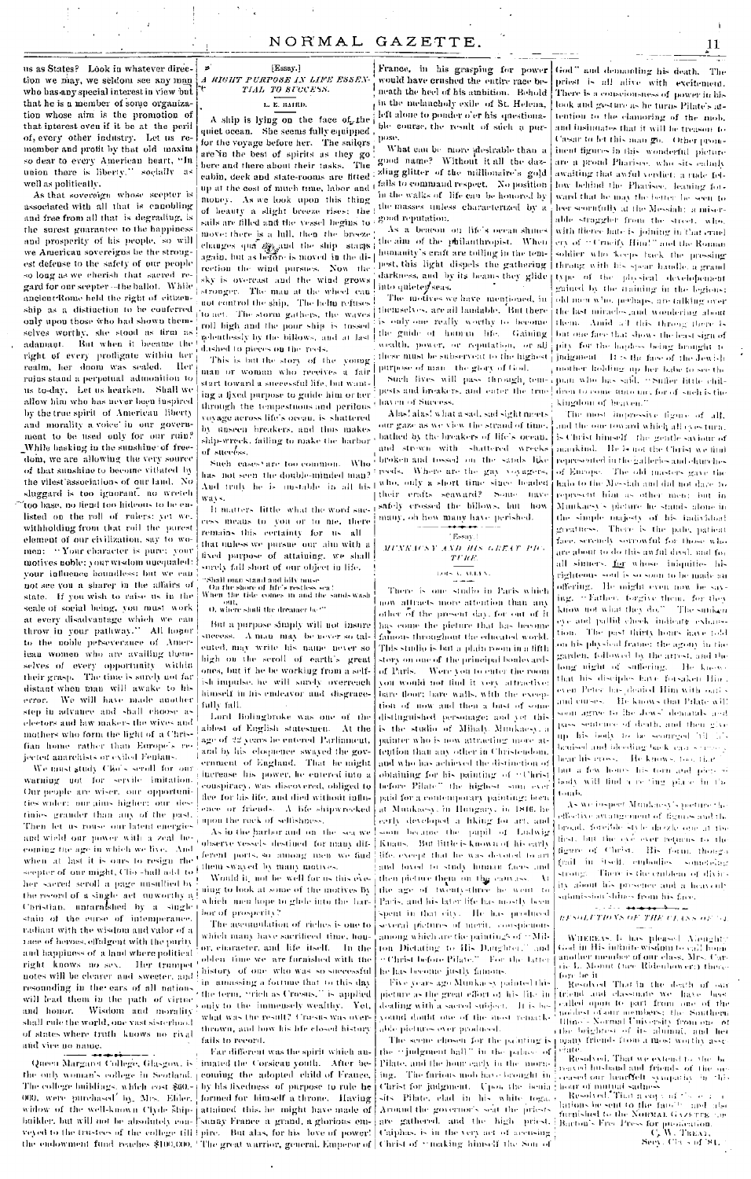us as States? Look in whatever direction we may, we seldom see any man who has any special interest in view but that he is a member of some organization whose aim is the promotion of that interest even if it be at the peril of, every other industry. Let us remember and profit by that old maxim so dear to every American heart, "In union there is liberty." socially as well as politically.

As that sovereign whose scepter is associated with all that is ennobling and free from all that is degrading, is the surest guarantee to the happiness and prosperity of his people, so will we American sovereigns be the strongest defense to the safety of our people so long as we cherish that sacred regard for our scepter—the ballot. While ancient Rome held the right of citizenship as a distinction to be conferred only upon those who had shown themselves worthy, she stood as firm as adamant. But when it became the right of every profligate within her realm, her doom was sealed. Her ruins stand a perpetual admonition to us to-day. Let us hearken. Shall we allow him who has never been inspired by the true spirit of American liberty and morality a voice in our government to be used only for our ruin? While basking in the sunshine of freedom, we are allowing the very source of that sunshine to become vitiated by the vilest associations of our land. No sluggard is too ignorant, no wretch too base, no fiend too hideous to be enlisted on the roll of rulers: yet we, withholding from that roll the purest element of our civilization, say to women: "Your character is pure; your motives noble; your wisdom unequaled; your influence boundless; but we can not see you a sharer in the affairs of state. If you wish to raise us in the scale of social being, you must work at every disadvantage which we can throw in your pathway." All honor to the noble perseverance of American women who are availing themselves of every opportunity within their grasp. The time is surely not far distant when man will awake to his error. We will have made another step in advance and shall choose as electors and law makers the wives and mothers who form the light of a Christian home rather than Europe's rejected anarchists or exiled Fenians.

We must study Clio's scroll for our warning not for servile imitation. Our people are wiser, our opportunities wider; our aims higher; our destinies grander than any of the past. Then let us rouse our latent energies and wield our power with a zeal becoming the age in which we live. And when at last it is ours to resign the scepter of our might, Clio shall add to her sacred scroll a page unsullied by the record of a single act unworthy a Christian, untarnished by a single stain of the curse of intemperance, radiant with the wisdom and valor of a race of heroes, effulgent with the purity and happiness of a land where political right knows no sex. Her trumpet notes will be clearer and sweeter, and resounding in the ears of all nations, will lead them in the path of virtue and honor. Wisdom and morality shall rule the world, one vast sisterhood of states where truth knows no rival and vice no name.

---

Queen Margaret College, Glasgow, is the only woman's college in Scotland. The college buildings, which cost $60,000, were purchased by Mrs. Elder, widow of the well-known Clyde Ship-builder, but will not be absolutely conveyed to the trustees of the college till the endowment fund reaches $100,000.

[Essay.]

## *A RIGHT PURPOSE IN LIFE ESSENTIAL TO SUCCESS.*

L. E. BAIRD.

A ship is lying on the face of the quiet ocean. She seems fully equipped for the voyage before her. The sailors are in the best of spirits as they go here and there about their tasks. The cabin, deck and state-rooms are fitted up at the cost of much time, labor and money. As we look upon this thing of beauty a slight breeze rises; the sails are filled and the vessel begins to move; there is a lull, then the breeze changes qua ago and the ship stays again, but as before is moved in the direction the wind pursues. Now the sky is overcast and the wind grows stronger. The man at the wheel can not control the ship. The helm refuses to act. The storm gathers, the waves roll high and the poor ship is tossed relentlessly by the billows, and at last dashed to pieces on the reefs.

This is but the story of the young man or woman who receives a fair start toward a successful life, but wanting a fixed purpose to guide him or her through the tempestuous and perilous voyage across life's ocean, is shattered by unseen breakers, and thus makes ship-wreck, failing to make the harbor of success.

Such cases are too common. Who has not seen the double-minded man? And truly he is unstable in all his ways.

It matters little what the word success means to you or to me, there remains this certainty for us all that unless we pursue our aim with a fixed purpose of attaining, we shall surely fall short of our object in life.

"Shall man stand and idly muse
On the shore of life's restless sea!
When the tide comes in and the sands wash out,
O, where shall the dreamer be?"

But a purpose simply will not insure success. A man may be never so talented, may write his name never so high on the scroll of earth's great ones, but if he be working from a selfish impulse, he will surely overreach himself in his endeavor and disgracefully fail.

Lord Bolingbroke was one of the ablest of English statesmen. At the age of 22 years he entered Parliament, and by his eloquence swayed the government of England. That he might increase his power, he entered into a conspiracy, was discovered, obliged to flee for his life, and died without influence or friends. A life shipwrecked upon the rock of selfishness.

As in the harbor and on the sea we observe vessels destined for many different ports, so among men we find them swayed by many motives.

Would it not be well for us this evening to look at some of the motives by which men hope to glide into the harbor of prosperity?

The accumulation of riches is one to which many have sacrificed time, honor, character, and life itself. In the olden time we are furnished with the history of one who was so successful in amassing a fortune that to this day the term, "rich as Croesus," is applied only to the immensely wealthy. Yet, what was the result? Croesus was overthrown, and how his life closed history fails to record.

Far different was the spirit which animated the Corsican youth. After becoming the adopted child of France, by his fixedness of purpose to rule he formed for himself a throne. Having attained this, he might have made of sunny France a grand, a glorious empire. But alas, for his love of power! The great warrior, general, Emperor of France, in his grasping for power would have crushed the entire race beneath the heel of his ambition. Behold in the melancholy exile of St. Helena, left alone to ponder o'er his questionable course, the result of such a purpose.

What can be more desirable than a good name? Without it all the dazzling glitter of the millionaire's gold fails to command respect. No position in the walks of life can be honored by the masses unless characterized by a good reputation.

As a beacon on life's ocean shines the aim of the philanthropist. When humanity's craft are toiling in the tempest, this light dispels the gathering darkness, and by its beams they glide into quieter seas.

The motives we have mentioned, in themselves, are all laudable. But there is only one really worthy to become the guide of human life. Gaining wealth, power, or reputation, or all these must be subservient to the highest purpose of man—the glory of God.

Such lives will pass through tempests and breakers, and enter the true haven of Success.

Alas! alas! what a sad, sad sight meets our gaze as we view the strand of time, bathed by the breakers of life's ocean, and strewn with shattered wrecks broken and tossed on the sands like reeds. Where are the gay voyagers, who, only a short time since headed their crafts seaward? Some have safely crossed the billows, but how many, oh how many have perished.

---

[Essay.]

## *MUNKACSY AND HIS GREAT PICTURE.*

LOIS C. ALLEN.

There is one studio in Paris which now attracts more attention than any other of the present day, for out of it has come the picture that has become famous throughout the educated world. This studio is but a plain room in a fifth story on one of the principal boulevards of Paris. Were you to enter the room you would not find it very attractive; bare floor; bare walls, with the exception of now and then a bust of some distinguished personage; and yet this is the studio of Mihaly Munkacsy, a painter who is now attracting more attention than any other in Christendom, and who has achieved the distinction of obtaining for his painting of "Christ before Pilate" the highest sum ever paid for a contemporary painting; born at Munkacsy, in Hungary, in 1846, he early developed a liking for art, and soon became the pupil of Ludwig Knaus. But little is known of his early life, except that he was devoted to art and loved to study human faces and then picture them on the canvass. At the age of twenty-three he went to Paris, and his later life has mostly been spent in that city. He has produced several pictures of merit, conspicuous among which are the paintings of "Milton Dictating to His Daughter," and "Christ before Pilate." For the latter he has become justly famous.

Five years ago Munkacsy painted this picture as the great effort of his life in dealing with a sacred subject. It is beyond doubt one of the most remarkable pictures ever produced.

The scene chosen for the painting is the "judgment hall" in the palace of Pilate, and the hour early in the morning. The furious mob have brought in Christ for judgment. Upon the judgment seat sits Pilate, clad in his white toga. Around the governor's seat the priests are gathered, and the high priest, Caiphas, is in the very act of accusing Christ of "making himself the Son of God" and demanding his death. The priest is all alive with excitement. There is a consciousness of power in his look and gesture as he turns Pilate's attention to the clamoring of the mob, and insinuates that it will be treason to Caesar to let this man go. Other prominent figures in this wonderful picture are a proud Pharisee, who sits calmly awaiting that awful verdict, a rude fellow behind the Pharisee, leaning forward that he may the better be seen to leer scornfully at the Messiah; a miserable straggler from the street, who, with fierce hate is joining in that cruel cry of "Crucify Him!" and the Roman soldier who keeps back the pressing throng with his spear handle, a grand type of the physical development gained by the training in the legions; old men who, perhaps, are talking over the last miracle, and wondering about them. Amid all this throng there is but one face that shows the least sign of pity for the hapless being brought to judgment. It is the face of the Jewish mother holding up her babe to see the man who has said, "Suffer little children to come unto me, for of such is the kingdom of heaven."

The most impressive figure of all, and the one toward which all eyes turn, is Christ himself, the gentle saviour of mankind. He is not the Christ we find represented in the galleries and churches of Europe. The old masters gave the halo to the Messiah and did not dare to represent him as other men; but in Munkacsy's picture he stands alone in the simple majesty of his individual greatness. There is the pale, patient face, serenely sorrowful for those who are about to do this awful deed, and for all sinners, for whose iniquities his righteous soul is so soon to be made an offering. He might even now be saying, "Father, forgive them, for they know not what they do." The sunken eye and pallid cheek indicate exhaustion. The past thirty hours have told on his physical frame; the agony in the garden, followed by the arrest, and the long night of suffering. He knows that his disciples have forsaken Him, even Peter has denied Him with oaths and curses. He knows that Pilate will soon agree to the Jews' demands and pass sentence of death, and then give up his body to be scourged till it is bruised and bleeding back can scarcely bear his cross. He knows, too, that but a few hours his torn and pierced body will find a resting place in the tomb.

As we inspect Munkacsy's picture the effective arrangement of figures and the broad, forcible style dazzle one at the first, but the eye ever returns to the figure of Christ. His form, though frail in itself, embodies something strong. There is the emblem of divinity about his presence and a heavenly submission shines from his face.

---

## *RESOLUTIONS OF THE CLASS OF '84.*

WHEREAS, It has pleased Almighty God in His infinite wisdom to call from our number one of our class, Mrs. Carrie L. Mount (nee Ridenhower,) therefore be it

*Resolved*, That in the death of our friend and classmate we have been called upon to part from one of the noblest of our members; the Southern Illinois Normal University from one of the brightest of its alumni, and her many friends from a most worthy associate.

*Resolved*, That we extend to the bereaved husband and friends of the deceased our heartfelt sympathy in this hour of mutual sadness.

*Resolved*, That a copy of these resolutions be sent to the family and also furnished to the NORMAL GAZETTE and Barton's Free Press for publication.

C. W. TREAT,
Secy. Class of '84.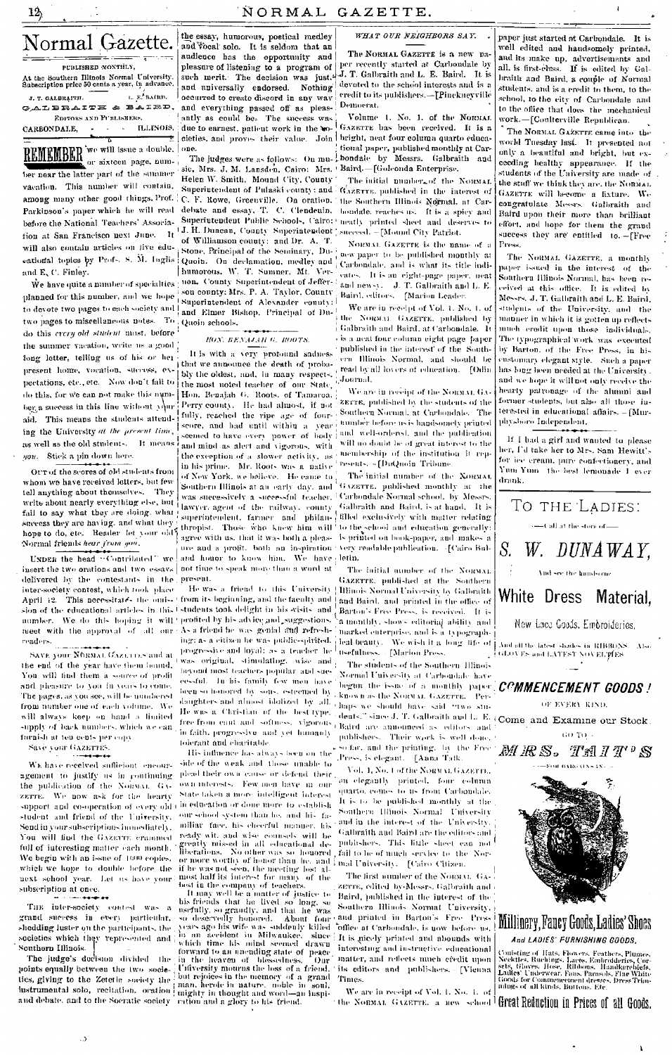# Normal Gazette.

PUBLISHED MONTHLY,

At the Southern Illinois Normal University. Subscription price 50 cents a year, in advance.

J. T. GALBRAITH. L. E. BAIRD.

GALBRAITH & BAIRD,

EDITORS AND PUBLISHERS.

CARBONDALE, - - - ILLINOIS.

**REMEMBER** we will issue a double, or sixteen page, number near the latter part of the summer vacation. This number will contain, among many other good things, Prof. Parkinson's paper which he will read before the National Teachers' Association at San Francisco next June. It will also contain articles on live educational topics by Profs. S. M. Inglis and E. C. Finley.

We have quite a number of specialties planned for this number, and we hope to devote two pages to each society and two pages to miscellaneous notes. To do this *every old student* must, before the summer vacation, write us a good long letter, telling us of his or her present home, vocation, success, expectations, etc., etc. Now don't fail to do this, for we can not make this number a success in this line without your aid. This means the students attending the University *at the present time*, as well as the old students. It means *you*. Stick a pin down here.

OUT of the scores of old students from whom we have received letters, but few tell anything about themselves. They write about nearly everything else, but fail to say what they are doing, what success they are having, and what they hope to do, etc. Reader let your old Normal friends *hear from you*.

UNDER the head "Contributed" we insert the two orations and two essays delivered by the contestants in the inter-society contest, which took place April 12. This necessitates the omission of the educational articles in this number. We do this hoping it will meet with the approval of all our readers.

SAVE your NORMAL GAZETTES and at the end of the year have them bound. You will find them a source of profit and pleasure to you in years to come. The pages, as you see, will be numbered from number one of each volume. We will always keep on hand a limited supply of back numbers, which we can furnish at ten cents per copy.

Save your GAZETTES.

WE have received sufficient encouragement to justify us in continuing the publication of the NORMAL GAZETTE. We now ask for the hearty support and co-operation of every old student and friend of the University. Send in your subscriptions immediately. You will find the GAZETTE crammed full of interesting matter each month. We begin with an issue of 1000 copies, which we hope to double before the next school year. Let us have your subscription at once.

THE inter-society contest was a grand success in every particular, shedding luster on the participants, the societies which they represented and Southern Illinois.

The judge's decision divided the points equally between the two societies, giving to the Zetetic society the instrumental solo, recitation, oration and debate, and to the Socratic society the essay, humorous, poetical medley and vocal solo. It is seldom that an audience has the opportunity and pleasure of listening to a program of such merit. The decision was just, and universally endorsed. Nothing occurred to create discord in any way and everything passed off as pleasantly as could be. The success was due to earnest, patient work in the societies, and proves their value. Join one.

The judges were as follows: On music, Mrs. J. M. Lansden, Cairo; Mrs. Helen W. Smith, Mound City, County Superintendent of Pulaski county; and C. F. Rowe, Greenville. On oration, debate and essay, T. C. Clendenin, Superintendent Public Schools, Cairo; J. H. Duncan, County Superintendent of Williamson county; and Dr. A. T. Stone, Principal of the Seminary, DuQuoin. On declamation, medley and humorous, W. T. Sumner, Mt. Vernon, County Superintendent of Jefferson county; Mrs. P. A. Taylor, County Superintendent of Alexander county; and Elmer Bishop, Principal of DuQuoin schools.

### HON. BENAJAH G. ROOTS.

It is with a very profound sadness that we announce the death of probably the oldest, and, in many respects, the most noted teacher of our State, Hon. Benajah G. Roots, of Tamaroa, Perry county. He had almost, if not fully, reached the ripe age of fourscore, and had until within a year seemed to have every power of body and mind as alert and vigorous, with the exception of a slower activity, as in his prime. Mr. Roots was a native of New York, we believe. He came to Southern Illinois at an early day, and was successively a successful teacher, lawyer, agent of the railway, county superintendent, farmer and philanthropist. Those who knew him will agree with us, that it was both a pleasure and a profit, both an inspiration and honor to know him. We have not time to speak more than a word at present.

He was a friend to this University from its beginning, and the faculty and students took delight in his visits and profited by his advice and suggestions. As a friend he was genial and refreshing; as a citizen he was public-spirited, progressive and loyal; as a teacher he was original, stimulating, wise and beyond most teachers popular and successful. In his family few men have been so honored by sons, esteemed by daughters and almost idolized by all. He was a Christian of the best type, free from cant and softness, vigorous in faith, progressive and yet humanly tolerant and charitable.

His influence has always been on the side of the weak and those unable to plead their own cause or defend their own interests. Few men have in our State taken a more intelligent interest in education or done more to establish our school system than he, and his familiar face, his cheerful manner, his ready wit, and wise counsels will be greatly missed in all educational deliberations. No other was so honored or more worthy of honor than he, and if he was not seen, the meeting lost almost half its interest for many of the host in the company of teachers.

It may well be a matter of justice to his friends that he lived so long, so usefully, so grandly, and that he was so deservedly honored. About four years ago his wife was suddenly killed in an accident in Milwaukee, since which time his mind seemed drawn forward to an unending state of peace in the heaven of blessedness. Our University mourns the loss of a friend, but rejoices in the memory of a grand man, heroic in nature, noble in soul, mighty in thought and word—an inspiration and a glory to his friend.

### WHAT OUR NEIGHBORS SAY.

The NORMAL GAZETTE is a new paper recently started at Carbondale by J. T. Galbraith and L. E. Baird. It is devoted to the school interests and is a credit to its publishers.—[Pinckneyville Democrat.

Volume 1, No. 1, of the NORMAL GAZETTE has been received. It is a bright, neat four column quarto educational paper, published monthly at Carbondale by Messrs. Galbraith and Baird.—[Golconda Enterprise.

The initial number of the NORMAL GAZETTE, published in the interest of the Southern Illinois Normal, at Carbondale, reaches us. It is a spicy and neatly printed sheet and deserves to succeed.—[Mound City Patriot.

NORMAL GAZETTE is the name of a new paper to be published monthly at Carbondale, and is what its title indicates. It is an eight-page paper, neat and newsy. J. T. Galbraith and L. E. Baird, editors. [Marion Leader.

We are in receipt of Vol. 1, No. 1, of the NORMAL GAZETTE, published by Galbraith and Baird, at Carbondale. It is a neat four column eight page paper published in the interest of the Southern Illinois Normal, and should be read by all lovers of education. [Odin Journal.

We are in receipt of the NORMAL GAZETTE, published by the students of the Southern Normal, at Carbondale. The number before us is handsomely printed and well-ordered, and the publication will no doubt be of great interest to the membership of the institution it represents.—[DuQuoin Tribune.

The initial number of the NORMAL GAZETTE, published monthly at the Carbondale Normal school, by Messrs. Galbraith and Baird, is at hand. It is filled exclusively with matter relating to the school and education generally; is printed on book-paper, and makes a very readable publication.—[Cairo Bulletin.

The initial number of the NORMAL GAZETTE, published at the Southern Illinois Normal University by Galbraith and Baird, and printed in the office of Barton's Free Press, is received. It is a monthly, shows editorial ability and marked enterprise, and is a typographical beauty. We wish it a long life of usefulness. [Marion Press.

The students of the Southern Illinois Normal University at Carbondale have begun the issue of a monthly paper known as the NORMAL GAZETTE. Perhaps we should have said "two students," since J. T. Galbraith and L. E. Baird are announced as editors and publishers. Their work is well done, so far, and the printing, by the Free Press, is elegant. [Anna Talk.

Vol. 1, No. 1 of the NORMAL GAZETTE, an elegantly printed, four column quarto, comes to us from Carbondale. It is to be published monthly at the Southern Illinois Normal University and in the interest of the University. Galbraith and Baird are the editors and publishers. This little sheet can not fail to be of much service to the Normal University. [Cairo Citizen.

The first number of the NORMAL GAZETTE, edited by Messrs. Galbraith and Baird, published in the interest of the Southern Illinois Normal University, and printed in Barton's Free Press office at Carbondale, is now before us. It is nicely printed and abounds with interesting and instructive educational matter, and reflects much credit upon its editors and publishers. [Vienna Times.

We are in receipt of Vol. 1, No. 1, of the NORMAL GAZETTE, a new school paper just started at Carbondale. It is well edited and handsomely printed, and its make up, advertisements and all, is first-class. If is edited by Galbraith and Baird, a couple of Normal students, and is a credit to them, to the school, to the city of Carbondale and to the office that does the mechanical work.—[Coulterville Republican.

The NORMAL GAZETTE came into the world Tuesday last. It presented not only a beautiful and bright, but exceeding healthy appearance. If the students of the University are made of the stuff we think they are, the NORMAL GAZETTE will become a fixture. We congratulate Messrs. Galbraith and Baird upon their more than brilliant effort, and hope for them the grand success they are entitled to.—[Free Press.

The NORMAL GAZETTE, a monthly paper issued in the interest of the Southern Illinois Normal, has been received at this office. It is edited by Messrs. J. T. Galbraith and L. E. Baird, students of the University, and the manner in which it is gotten up reflects much credit upon those individuals. The typographical work was executed by Barton, of the Free Press, in his customary elegant style. Such a paper has long been needed at the University, and we hope it will not only receive the hearty patronage of the alumni and former students, but also all those interested in educational affairs.—[Murphysboro Independent.

If I had a girl and wanted to please her, I'd take her to Mrs. Sam Hewitt's for ice cream, pure confectionery, and Yum Yum the best lemonade I ever drank.

---

TO THE LADIES:

—Call at the store of—

*S. W. DUNAWAY,*

And see the handsome

**White Dress Material,**

New Lace Goods, Embroideries,

And all the latest shades in RIBBONS. Also GLOVES and LATEST NOVELTIES

---

*COMMENCEMENT GOODS!*

OF EVERY KIND.

Come and Examine our Stock.

GO TO

**MRS. TAIT'S**

—FOR BARGAINS IN—

**Millinery, Fancy Goods, Ladies' Shoes**

*And LADIES' FURNISHING GOODS,*

Consisting of Hats, Flowers, Feathers, Plumes, Neckties, Ruchings, Laces, Embroideries, Corsets, Gloves, Hose, Ribbons, Handkerchiefs, Ladies' Underwear, Fans, Parasols, Fine White Goods for Commencement dresses, Dress Trimmings of all kinds, Buttons, Etc.

**Great Reduction in Prices of all Goods.**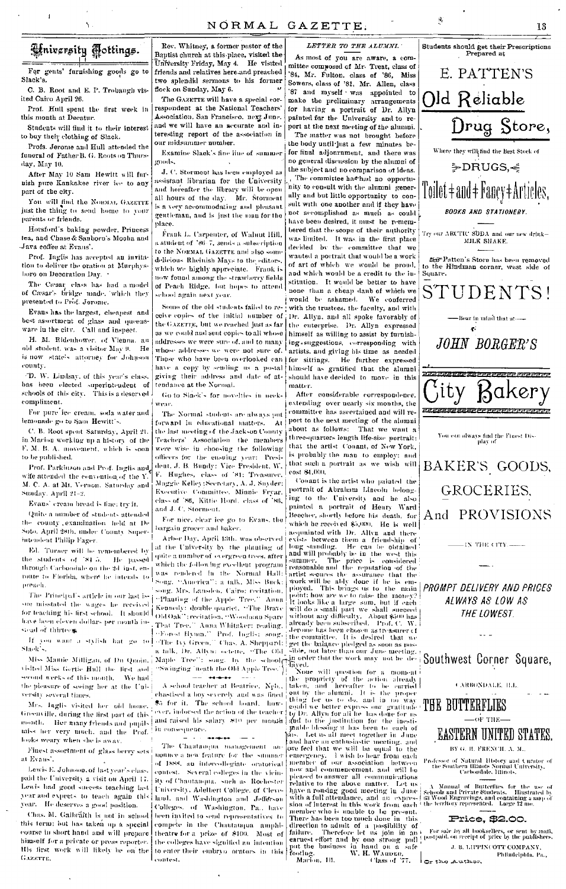# University Jottings.

For gents' furnishing goods go to Slack's.

C. B. Root and E. P. Trobaugh visited Cairo April 26.

Prof. Hull spent the first week in this month at Decatur.

Students will find it to their interest to buy their clothing of Slack.

Profs. Jerome and Hull attended the funeral of Father B. G. Roots on Thursday, May 10.

After May 10 Sam Hewitt will furnish pure Kankakee river ice to any part of the city.

You will find the NORMAL GAZETTE just the thing to send home to your parents or friends.

Horsford's baking powder, Princess tea, and Chase & Sanborn's Mocha and Java coffee at Evans'.

Prof. Inglis has accepted an invitation to deliver the oration at Murphysboro on Decoration Day.

The Cæsar class has had a model of Cæsar's bridge made, which they presented to Prof. Jerome.

Evans has the largest, cheapest and best assortment of glass and queensware in the city. Call and inspect.

H. M. Ridenhower, of Vienna, an old student, was a visitor May 9. He is now state's attorney for Johnson county.

D. W. Lindsay, of this year's class, has been elected superintendent of schools of this city. This is a deserved compliment.

For pure ice cream, soda water and lemonade go to Sam Hewitt's.

C. B. Root spent Saturday, April 21, in Marion working up a history of the F. M. B. A. movement, which is soon to be published.

Prof. Parkinson and Prof. Inglis and wife attended the convention of the Y. M. C. A. at Mt. Vernon, Saturday and Sunday, April 21-2.

Evans' cream bread is fine; try it.

Quite a number of students attended the county examination held at De Soto, April 28th, under County Superintendent Philip Fager.

Ed. Turner will be remembered by the students of '84-5. He passed through Carbondale on the 2d inst. en route to Florida, where he intends to preach.

The Principal's article in our last issue misstated the wages he received for teaching his first school. It should have been eleven dollars per month instead of thirteen.

If you want a stylish hat go to Slack's.

Miss Mamie Milligan, of Du Quoin, visited Miss Gertie Hull the first and second weeks of this month. We had the pleasure of seeing her at the University several times.

Mrs. Inglis visited her old home, Greenville, during the first part of this month. Her many friends and pupils miss her very much, and the Prof. looks weary when she is away.

Finest assortment of glass berry sets at Evans'.

Lewis E. Johnson, of last year's class, paid the University a visit on April 17. Lewis had good success teaching last year and expects to teach again this year. He deserves a good position.

Chas. M. Galbraith is not in school this term; but has taken up a special course in short hand and will prepare himself for a private or press reporter. His first work will likely be on the GAZETTE.

Rev. Whitney, a former pastor of the Baptist church at this place, visited the University Friday, May 4. He visited friends and relatives here and preached two splendid sermons to his former flock on Sunday, May 6.

The GAZETTE will have a special correspondent at the National Teachers' Association, San Francisco, next June, and we will have an accurate and interesting report of the association in our midsummer number.

Examine Slack's fine line of summer goods.

J. C. Stormont has been employed as assistant librarian for the University and hereafter the library will be open all hours of the day. Mr. Stormont is a very accommodating and pleasant gentleman, and is just the man for the place.

Frank L. Carpenter, of Walnut Hill, a student of '86-7, sends a subscription to the NORMAL GAZETTE and also some delicious Rhenish Mays to the editors, which we highly appreciate. Frank is now found among the strawberry fields of Peach Ridge, but hopes to attend school again next year.

Some of the old students failed to receive copies of the initial number of the GAZETTE, but we reached just as far as we could and sent copies to all whose addresses we were sure of, and to many whose addresses we were not sure of. Those who have been overlooked can have a copy by sending us a postal giving their address and date of attendance at the Normal.

Go to Slack's for novelties in neckwear.

The Normal students are always put forward in educational matters. At the last meeting of the Jackson County Teachers' Association the members were wise in choosing the following officers for the ensuing year: President, J. B. Bundy; Vice President, W. F. Hughes, class of '81; Treasurer, Maggie Kelley; Secretary, A. J. Snyder; Executive Committee, Minnie Fryar, class of '86, Kittie Hord, class of '86, and J. C. Stormont.

For nice, clear ice go to Evans, the bargain grocer and baker.

Arbor Day, April 13th, was observed at the University by the planting of quite a number of evergreen trees, after which the following excellent program was rendered in the Normal Hall: Song, "America"; a talk, Miss Buck; song, Mrs. Lansdon, Cairo; recitation, "Planting of the Apple Tree," Anna Kennedy; double quartet, "The Brave Old Oak"; recitation, "Woodman Spare That Tree," Anna Whitaker; reading, "Forest Hymn," Prof. Inglis; song, "The Ivy Green," Chas. A. Sheppard; a talk, Dr. Allyn; octette, "The Old Maple Tree"; song, by the school, "Swinging 'neath the Old Apple Tree."

---

A school teacher at Beatrice, Neb., chastised a boy severely and was fined $5 for it. The school board, however, indorsed the action of the teacher and raised his salary $10 per month in consequence.

---

The Chautauqua management announce a new feature for the summer of 1888, an intercollegiate oratorical contest. Several colleges in the vicinity of Chautauqua, such as Rochester University, Adelbert College, of Cleveland, and Washington and Jefferson Colleges, of Washington, Pa., have been invited to send representatives to compete in the Chautauqua amphitheatre for a prize of $100. Most of the colleges have signified an intention to enter their embryo orators in this contest.

## *LETTER TO THE ALUMNI.*

As most of you are aware, a committee composed of Mr. Treat, class of '84, Mr. Fulton, class of '86, Miss Sowers, class of '81, Mr. Allen, class '87 and myself was appointed to make the preliminary arrangements for having a portrait of Dr. Allyn painted for the University and to report at the next meeting of the alumni.

The matter was not brought before the body until just a few minutes before final adjournment, and there was no general discussion by the alumni of the subject and no comparison of ideas.

The committee has had no opportunity to consult with the alumni generally and but little opportunity to consult with one another and if they have not accomplished as much as could have been desired, it must be remembered that the scope of their authority was limited. It was in the first place decided by the committee that we wanted a portrait that would be a work of art of which we would be proud, and which would be a credit to the institution. It would be better to have none than a cheap daub of which we would be ashamed. We conferred with the trustees, the faculty, and with Dr. Allyn, and all spoke favorably of the enterprise. Dr. Allyn expressed himself as willing to assist by furnishing suggestions, corresponding with artists, and giving his time as needed for sittings. He further expressed himself as gratified that the alumni should have decided to move in this matter.

After considerable correspondence, extending over nearly six months, the committee has ascertained and will report to the next meeting of the alumni about as follows: That we want a three-quarters length life-size portrait; that the artist Conant, of New York, is probably the man to employ; and that such a portrait as we wish will cost $1,000.

Conant is the artist who painted the portrait of Abraham Lincoln belonging to the University and he also painted a portrait of Henry Ward Beecher, shortly before his death, for which he received $5,000. He is well acquainted with Dr. Allyn and there exists between them a friendship of long standing. He can be obtained and will probably be in the west this summer. The price is considered reasonable and the reputation of the artist secures the assurance that the work will be ably done if he is employed. This brings us to the main point: how are we to raise the money? It looks like a large sum, but if each will do a small part we shall succeed without any difficulty. About $500 has already been subscribed. Prof. C. W. Jerome has been chosen as treasurer of the committee. It is desired that we get the balance pledged as soon as possible, not later than our June meeting, in order that the work may not be delayed.

None will question for a moment the propriety of the action already taken, and hereafter to be carried out by the alumni. It is the proper thing for us to do, and in no way could we better express our gratitude to Dr. Allyn for all he has done for us and to the institution for the inestimable blessing it has been to each of us. Let us all meet together in June and have an enthusiastic meeting, and we feel that we will be equal to the emergency. I wish to hear from each member of our association between now and commencement, and will be pleased to answer all communications relative to the above matter. Let us have a rousing good meeting in June with a full attendance, and an expression of interest in this work from each member who is unable to be present. There has been too much done in this direction to admit of a possibility of failure. Therefore let us join in an earnest effort and by one strong pull put the business in hand on a safe footing.

W. H. WARDER,  
Marion, Ill. Class of '77.

---

Students should get their Prescriptions Prepared at

# E. PATTEN'S
# Old Reliable
# Drug Store,

Where they will find the Best Stock of

**DRUGS,**

# Toilet and Fancy Articles,

*BOOKS AND STATIONERY.*

Try our ARCTIC SODA and our new drink—MILK SHAKE.

Patten's Store has been removed to the Hindman corner, west side of Square.

# STUDENTS!

—Bear in mind that at—

## *JOHN BORGER'S*

# City Bakery

You can always find the Finest Display of

## BAKER'S GOODS, GROCERIES, And PROVISIONS

—IN THE CITY—

*PROMPT DELIVERY AND PRICES ALWAYS AS LOW AS THE LOWEST.*

## Southwest Corner Square,

CARBONDALE, ILL.

# THE BUTTERFLIES
—OF THE—
# EASTERN UNITED STATES,

BY G. H. FRENCH, A. M.,

Professor of Natural History and Curator of the Southern Illinois Normal University, Carbondale, Illinois.

A Manual of Butterflies for the use of Schools and Private Students. Illustrated by 93 Wood Engravings, and containing a map of the territory represented. Large 12 mo.

**Price, $2.00.**

For sale by all booksellers, or sent by mail, postpaid, on receipt of price by the publishers,

J. B. LIPPINCOTT COMPANY,  
Philadelphia, Pa.,

Or the Author.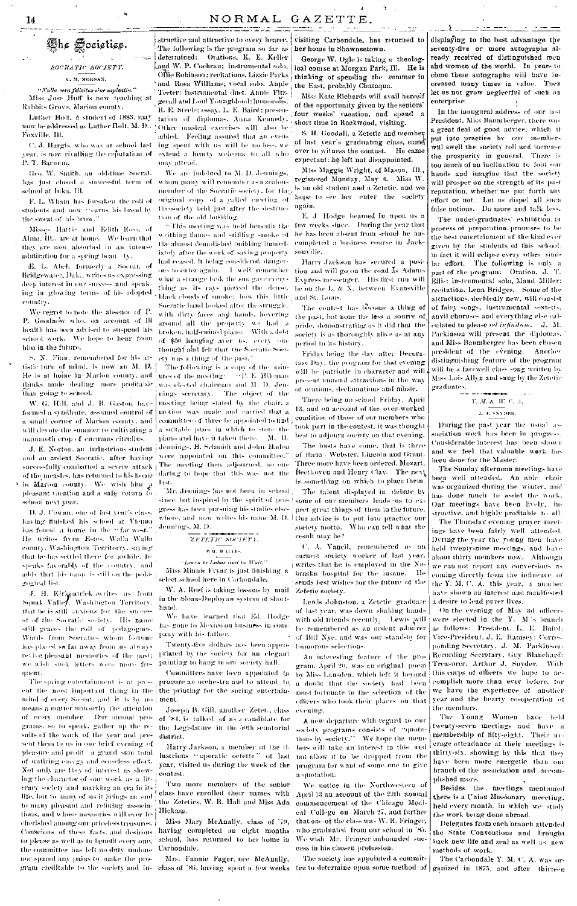# The Societies.

## SOCRATIC SOCIETY.

C. M. MORGAN.

*"Nulla vera felicitas sine sapientia."*

Miss Jose Huff is now teaching at Rabbits Grove, Marion county.

Luther Holt, a student of 1883, may now be addressed as Luther Holt, M. D., Foxville, Ill.

C. J. Hargis, who was at school last year, is now rivalling the reputation of P. T. Barnum.

Geo. W. Smith, an old-time Socrat, has just closed a successful term of school at Iuka, Ill.

F. L. Wham has forsaken the roll of students and now "earns his bread by the sweat of his brow."

Misses Hattie and Edith Ross, of Alma, Ill., are at home. We learn that they are now absorbed in an intense admiration for a spring beau ty.

E. L. Abel, formerly a Socrat, of Bridgewater, Dak., writes us expressing deep interest in our success and speaking in glowing terms of his adopted country.

We regret to note the absence of P. P. Goodnow who, on account of ill health has been advised to suspend his school work. We hope to hear from him in the future.

S. N. Finn, remembered for his artistic turn of mind, is now an M. D. He is at home in Marion county, and thinks mule dealing more profitable than going to school.

W. G. Hill and J. B. Gaston have formed a syndicate, assumed control of a small corner of Marion county, and will devote the summer to cultivating a mammoth crop of cucumus citrullus.

J. K. Norton, an industrious student and an ardent Socratic, after having successfully combatted a severe attack of the measles, has returned to his home in Marion county. We wish him a pleasant vacation and a safe return to school next year.

D. J. Cowan, one of last year's class, having finished his school at Vienna has found a home in the "far west." He writes from Estes, Walla Walla county, Washington Territory, saying that he has settled there for awhile; he speaks favorably of the country, and adds that his name is still on the pedagogical list.

J. H. Kirkpatrick writes us from Squak Valley, Washington Territory, that he is still anxious for the success of of the Socratic society. His name still graces the roll of pedagogues. Words from Socratics whom fortune has placed so far away from us always revive pleasant memories of the past; we wish such letters were more frequent.

The spring entertainment is at present the most important thing in the mind of every Socrat, and it is by no means a matter unworthy the attention of every member. Our annual programs, so to speak, gather up the results of the work of the year and present them to us in our brief evening of pleasure and profit—a grand sum total of untiring energy and ceaseless effort. Not only are they of interest as showing the character of our work as a literary society and marking an era in its life, but to many of us it brings an end to many pleasant and refining associations, and whose memories will ever be cherished among our priceless treasures. Conscious of these facts, and desirous to please as well as to benefit every one, the committee has left no duty undone nor spared any pains to make the program creditable to the society and instructive and attractive to every hearer. The following is the program so far as determined: Orations, K. E. Keller and W. P. Cochran; instrumental solo, Ollie Robinson; recitations, Lizzie Parks and Rosa Williams; vocal solo, Annie Teeter; instrumental duet, Annie Fitzgerall and Loui Youngblood; humorous, R. E. Steele; essay, L. E. Baird; presentation of diplomas, Anna Kennedy. Other musical exercises will also be added. Feeling assured that an evening spent with us will be no loss, we extend a hearty welcome to all who may attend.

We are indebted to M. D. Jennings, whom many will remember as a zealous member of the Socratic society, for the original copy of a called meeting of the society held just after the destruction of the old building.

"This meeting was held beneath the writhing flames and stifling smoke of the almost demolished building immediately after the work of saving property had ceased, it being considered dangerous to enter again. I well remember what a strange look the sun gave everything as its rays pierced the dense black clouds of smoke; how this little Socratic band looked after the struggle, with dirty faces and hands, hovering around all the property we had—a broken, half-ruined piano. With a debt of $80 hanging over us, every one thought and felt that the Socratic Society was a thing of the past."

The following is a copy of the minutes of the meeting: "P. E. Hileman was elected chairman and M. D. Jennings secretary. The object of the meeting being stated by the chair, a motion was made and carried that a committee of three be appointed to find a suitable place in which to store the piano and have it taken there. M. D. Jennings, H. Schmidt and John Haden were appointed on this committee." The meeting then adjourned, no one daring to hope that this was not the last.

Mr. Jennings has not been in school since, but inspired by the spirit of progress has been pursuing his studies elsewhere, and now writes his name M. D. Jennings, M. D.

## ZETETIC SOCIETY.

WM. WALLIS.

*"Learn to Labor and to Wait."*

Miss Minnie Fryar is just finishing a select school here in Carbondale.

W. A. Reef is taking lessons by mail in the Sloan-Duployan system of shorthand.

We have learned that Ed. Hodge has gone to Mexico on business in company with his father.

Twenty-five dollars has been appropriated by the society for an elegant painting to hang in our society hall.

Committees have been appointed to procure an orchestra and to attend to the printing for the spring entertainment.

Joseph B. Gill, another Zetet, class of '81, is talked of as a candidate for the Legislature in the 50th senatorial district.

Harry Jackson, a member of the illustrious "operatic octette" of last year, visited us during the week of the contest.

Two more members of the senior class have enrolled their names with the Zetetics, W. R. Hall and Miss Ada Hickam.

Miss Mary McAnally, class of '79, having completed an eight months school, has returned to her home in Carbondale.

Mrs. Fannie Fager, nee McAnally, class of '86, having spent a few weeks visiting Carbondale, has returned to her home in Shawneetown.

George W. Ogle is taking a theological course at Morgan Park, Ill. He is thinking of spending the summer in the East, probably Chataqua.

Miss Kate Richards will avail herself of the opportunity given by the seniors' four weeks' vacation, and spend a short time in Rockwood, visiting.

S. H. Goodall, a Zetetic and member of last year's graduating class, came over to witness the contest. He came expectant: he left not disappointed.

Miss Maggie Wright, of Mason, Ill., registered Monday, May 6. Miss W. is an old student and a Zetetic, and we hope to see her enter the society again.

E. J. Hodge beamed in upon us a few weeks since. During the year that he has been absent from school he has completed a business course in Jacksonville.

Harry Jackson has secured a position and will go on the road as Adams Express messenger. His first run will be on the L. & N. between Evansville and St. Louis.

The contest has become a thing of the past, but none the less a source of pride, demonstrating as it did that the society is as thoroughly alive as at any period in its history.

Friday being the day after Decoration Day, the program for that evening will be patriotic in character and will present unusual attractions in the way of orations, declamations and music.

There being no school Friday, April 13, and on account of the over-worked condition of those of our members who took part in the contest, it was thought best to adjourn society on that evening.

The busts have come, that is three of them—Webster, Lincoln and Grant. Three more have been ordered, Mozart, Beethoven and Henry Clay. The next is something on which to place them.

The talent displayed in debate by some of our members leads us to expect great things of them in the future. Our advice is to put into practice our society motto. Who can tell what the result may be?

C. A. Vancil, remembered as an earnest society worker of last year, writes that he is employed in the Nebraska hospital for the insane. He sends best wishes for the future of the Zetetic society.

Lewis Johnston, a Zetetic graduate of last year, was down shaking hands with old friends recently. Lewis will be remembered as an ardent admirer of Bill Nye, and was our stand-by for humorous selections.

An interesting feature of the program, April 20, was an original poem by Miss Lansden, which left it beyond a doubt that the society had been most fortunate in the selection of the officers who took their places on that evening.

A new departure with regard to our society programs consists of "quotations by society." We hope the members will take an interest in this and not allow it to be dropped from the program for want of some one to give a quotation.

We notice in the Northwestern of April 13 an account of the 29th annual commencement of the Chicago Medical College on March 27, and further that one of the class was W. R. Fringer, who graduated from our school in '85. We wish Mr. Fringer unbounded success in his chosen profession.

The society has appointed a committee to determine upon some method of displaying to the best advantage the seventy-five or more autographs already received of distinguished men and women of the world. In years to come these autographs will have increased many times in value. Then let us not grow neglectful of such an enterprise.

In the inaugural address of our last President, Miss Baumberger, there was a great deal of good advice, which if put into practice by our members will swell the society roll and increase the prosperity in general. There is too much of an inclination to fold our hands and imagine that the society will prosper on the strength of its past reputation, whether we put forth any effort or not. Let us dispel all such false notions. Do more and talk less.

The under-graduates' exhibition, in process of preparation, promises to be the best entertainment of the kind ever given by the students of this school; in fact it will eclipse every other similar effort. The following is only a part of the program: Oration, J. T. Ellis; instrumental solo, Maud Miller; recitation, Lena Bridges. Some of the attractions, decidedly new, will consist of fairy songs, instrumental sextetts, anvil choruses and everything else calculated to please *ad infinitum*. J. M. Parkinson will present the diplomas, and Miss Baumberger has been chosen president of the evening. Another distinguishing feature of the program will be a farewell class song written by Miss Lois Allyn and sung by the Zetetic graduates.

## Y. M. & W. C. A.

A. J. SNYDER.

During the past year the usual association work has been in progress. Considerable interest has been shown and we feel that valuable work has been done for the Master.

The Sunday afternoon meetings have been well attended. An able choir was organized during the winter, and has done much to assist the work. Our meetings have been lively, instructive, and highly profitable to all.

The Thursday evening prayer meetings have been fairly well attended. During the year the young men have held twenty-nine meetings, and have about thirty members now. Although we can not report any conversions as coming directly from the influence of the Y. M. C. A. this year, a number have shown an interest and manifested a desire to lead purer lives.

On the evening of May 3d officers were elected in the Y. M.'s branch as follows: President, L. E. Baird; Vice-President, J. E. Ramsey; Corresponding Secretary, J. M. Parkinson; Recording Secretary, Guy Blanchard; Treasurer, Arthur J. Snyder. With this corps of officers we hope to accomplish more than ever before, for we have the experience of another year and the hearty co-operation of the members.

The Young Women have held twenty-seven meetings and have a membership of fifty-eight. Their average attendance at their meetings is thirty-six, showing by this that they have been more energetic than our branch of the association and accomplished more.

Besides the meetings mentioned there is a Union Missionary meeting, held every month, in which we study the work being done abroad.

Delegates from each branch attended the State Conventions and brought back new life and zeal as well as new methods of work.

The Carbondale Y. M. C. A. was organized in 1875, and after thirteen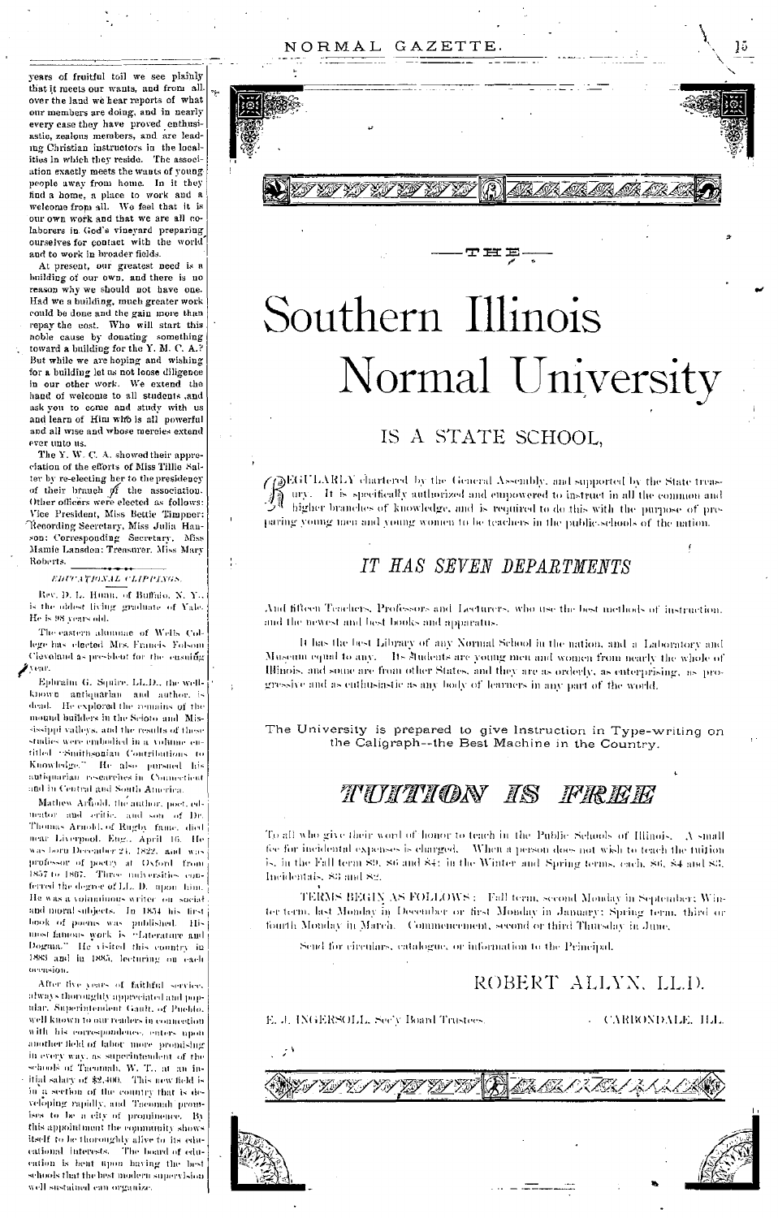years of fruitful toil we see plainly that it meets our wants, and from all over the land we hear reports of what our members are doing, and in nearly every case they have proved enthusiastic, zealous members, and are leading Christian instructors in the localities in which they reside. The association exactly meets the wants of young people away from home. In it they find a home, a place to work and a welcome from all. We feel that it is our own work and that we are all co-laborers in God's vineyard preparing ourselves for contact with the world and to work in broader fields.

At present, our greatest need is a building of our own, and there is no reason why we should not have one. Had we a building, much greater work could be done and the gain more than repay the cost. Who will start this noble cause by donating something toward a building for the Y. M. C. A.? But while we are hoping and wishing for a building let us not loose diligence in our other work. We extend the hand of welcome to all students ,and ask you to come and study with us and learn of Him who is all powerful and all wise and whose mercies extend ever unto us.

The Y. W. C. A. showed their appreciation of the efforts of Miss Tillie Salter by re-electing her to the presidency of their branch of the association. Other officers were elected as follows: Vice President, Miss Bettie Timpner; Recording Secretary, Miss Julia Hanson; Corresponding Secretary, Miss Mamie Lansden; Treasurer, Miss Mary Roberts.

### *EDUCATIONAL CLIPPINGS.*

Rev. D. L. Hunn, of Buffalo, N. Y., is the oldest living graduate of Yale. He is 98 years old.

The eastern alumnae of Wells College has elected Mrs. Francis Folsom Cleveland as president for the ensuing year.

Ephraim G. Squire, LL.D., the well-known antiquarian and author, is dead. He explored the remains of the mound builders in the Scioto and Mississippi valleys, and the results of these studies were embodied in a volume entitled "Smithsonian Contributions to Knowledge." He also pursued his antiquarian researches in Connecticut and in Central and South America.

Mathew Arnold, the author, poet, educator and critic, and son of Dr. Thomas Arnold, of Rugby fame, died near Liverpool, Eng., April 16. He was born December 24, 1822, and was professor of poetry at Oxford from 1857 to 1867. Three universities conferred the degree of LL. D. upon him. He was a voluminous writer on social and moral subjects. In 1854 his first book of poems was published. His most famous work is "Literature and Dogma." He visited this country in 1883 and in 1885, lecturing on each occasion.

After five years of faithful service, always thoroughly appreciated and popular, Superintendent Gault, of Pueblo, well known to our readers in connection with his correspondence, enters upon another field of labor more promising in every way, as superintendent of the schools of Tacomah, W. T., at an initial salary of $2,400. This new field is in a section of the country that is developing rapidly, and Tacomah promises to be a city of prominence. By this appointment the community shows itself to be thoroughly alive to its educational interests. The board of education is bent upon having the best schools that the best modern supervision well sustained can organize.

—THE—

# Southern Illinois Normal University

## IS A STATE SCHOOL,

REGULARLY chartered by the General Assembly, and supported by the State treasury. It is specifically authorized and empowered to instruct in all the common and higher branches of knowledge, and is required to do this with the purpose of preparing young men and young women to be teachers in the public-schools of the nation.

## *IT HAS SEVEN DEPARTMENTS*

And fifteen Teachers, Professors and Lecturers, who use the best methods of instruction, and the newest and best books and apparatus.

It has the best Library of any Normal School in the nation, and a Laboratory and Museum equal to any. Its Students are young men and women from nearly the whole of Illinois, and some are from other States, and they are as orderly, as enterprising, as progressive and as enthusiastic as any body of learners in any part of the world.

The University is prepared to give Instruction in Type-writing on the Caligraph--the Best Machine in the Country.

## TUITION IS FREE

To all who give their word of honor to teach in the Public Schools of Illinois. A small fee for incidental expenses is charged. When a person does not wish to teach the tuition is, in the Fall term $9, $6 and $4; in the Winter and Spring terms, each, $6, $4 and $3. Incidentals, $3 and $2.

TERMS BEGIN AS FOLLOWS: Fall term, second Monday in September; Winter term, last Monday in December or first Monday in January; Spring term, third or fourth Monday in March. Commencement, second or third Thursday in June.

Send for circulars, catalogue, or information to the Principal.

ROBERT ALLYN, LL.D.

E. J. INGERSOLL, Sec'y Board Trustees. CARBONDALE, ILL.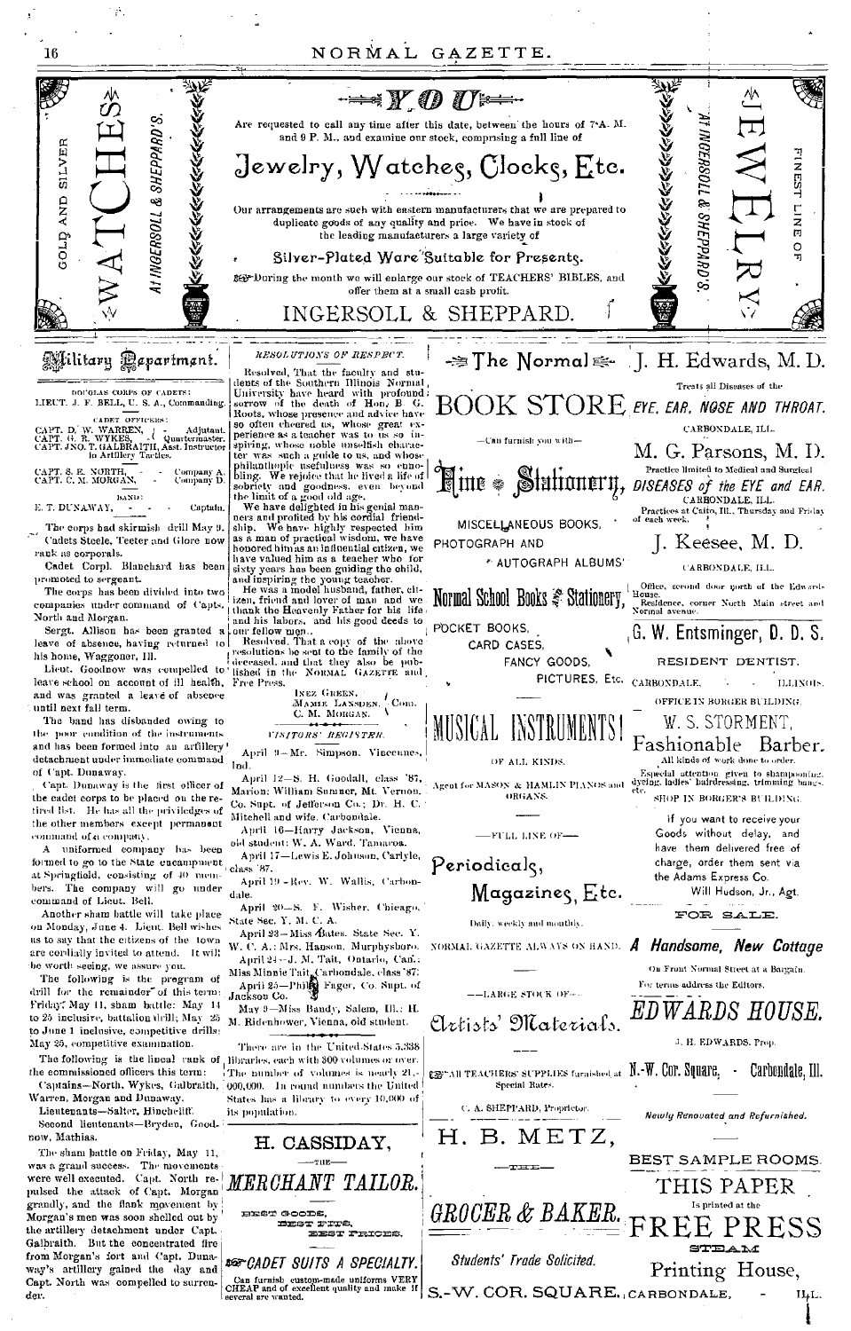# YOU

GOLD AND SILVER WATCHES AT INGERSOLL & SHEPPARD'S.

Are requested to call any time after this date, between the hours of 7 A. M. and 9 P. M., and examine our stock, comprising a full line of

## Jewelry, Watches, Clocks, Etc.

Our arrangements are such with eastern manufacturers that we are prepared to duplicate goods of any quality and price. We have in stock of the leading manufacturers a large variety of

**Silver-Plated Ware Suitable for Presents.**

☞During the month we will enlarge our stock of TEACHERS' BIBLES, and offer them at a small cash profit.

## INGERSOLL & SHEPPARD.

FINEST LINE OF JEWELRY AT INGERSOLL & SHEPPARD'S.

---

## Military Department.

DOUGLAS CORPS OF CADETS:
LIEUT. J. F. BELL, U. S. A., Commanding.

CADET OFFICERS:

CAPT. D. W. WARREN, - Adjutant.
CAPT. G. R. WYKES, - Quartermaster.
CAPT. JNO. T. GALBRAITH, Asst. Instructor in Artillery Tactics.

CAPT. S. E. NORTH, - Company A.
CAPT. C. M. MORGAN, - Company D.

BAND:

E. T. DUNAWAY, - - - Captain.

The corps had skirmish drill May 9.

Cadets Steele, Teeter and Glore now rank as corporals.

Cadet Corpl. Blanchard has been promoted to sergeant.

The corps has been divided into two companies under command of Capts. North and Morgan.

Sergt. Allison has been granted a leave of absence, having returned to his home, Waggoner, Ill.

Lieut. Goodnow was compelled to leave school on account of ill health, and was granted a leave of absence until next fall term.

The band has disbanded owing to the poor condition of the instruments and has been formed into an artillery detachment under immediate command of Capt. Dunaway.

Capt. Dunaway is the first officer of the cadet corps to be placed on the retired list. He has all the priviledges of the other members except permanent command of a company.

A uniformed company has been formed to go to the State encampment at Springfield, consisting of 40 members. The company will go under command of Lieut. Bell.

Another sham battle will take place on Monday, June 4. Lieut. Bell wishes us to say that the citizens of the town are cordially invited to attend. It will be worth seeing, we assure you.

The following is the program of drill for the remainder of this term: Friday May 11, sham battle; May 14 to 25 inclusive, battalion drill; May 25 to June 1 inclusive, competitive drills; May 25, competitive examination.

The following is the lineal rank of the commissioned officers this term:

Captains—North, Wykes, Galbraith, Warren, Morgan and Dunaway.

Lieutenants—Salter, Hinchcliff.

Second lieutenants—Bryden, Goodnow, Mathias.

The sham battle on Friday, May 11, was a grand success. The movements were well executed. Capt. North repulsed the attack of Capt. Morgan grandly, and the flank movement by Morgan's men was soon shelled out by the artillery detachment under Capt. Galbraith. But the concentrated fire from Morgan's fort and Capt. Dunaway's artillery gained the day and Capt. North was compelled to surrender.

### RESOLUTIONS OF RESPECT.

Resolved, That the faculty and students of the Southern Illinois Normal University have heard with profound sorrow of the death of Hon. B. G. Roots, whose presence and advice have so often cheered us, whose great experience as a teacher was to us so inspiring, whose noble unselfish character was such a guide to us, and whose philanthropic usefulness was so ennobling. We rejoice that he lived a life of sobriety and goodness even beyond the limit of a good old age.

We have delighted in his genial manners and profited by his cordial friendship. We have highly respected him as a man of practical wisdom, we have honored him as an influential citizen, we have valued him as a teacher who for sixty years has been guiding the child, and inspiring the young teacher.

He was a model husband, father, citizen, friend and lover of man and we thank the Heavenly Father for his life and his labors, and his good deeds to our fellow men.

Resolved, That a copy of the above resolutions be sent to the family of the deceased, and that they also be published in the NORMAL GAZETTE and Free Press.

INEZ GREEN,
MAMIE LANSDEN, Com.
C. M. MORGAN.

### VISITORS' REGISTER.

April 9—Mr. Simpson, Vincennes, Ind.

April 12—S. H. Goodall, class '87, Marion; William Sumner, Mt. Vernon, Co. Supt. of Jefferson Co.; Dr. H. C. Mitchell and wife, Carbondale.

April 16—Harry Jackson, Vienna, old student; W. A. Ward, Tamaroa.

April 17—Lewis E. Johnson, Carlyle, class '87.

April 19—Rev. W. Wallis, Carbondale.

April 20—S. F. Wisher, Chicago, State Sec. Y. M. C. A.

April 23—Miss Bates, State Sec. Y. W. C. A.; Mrs. Hanson, Murphysboro.

April 24—J. M. Tait, Ontario, Can.; Miss Minnie Tait, Carbondale, class '87.

April 25—Philip Fager, Co. Supt. of Jackson Co.

May 9—Miss Bandy, Salem, Ill.; H. M. Ridenhower, Vienna, old student.

There are in the United States 5,338 libraries, each with 300 volumes or over. The number of volumes is nearly 21,-000,000. In round numbers the United States has a library to every 10,000 of its population.

---

## H. CASSIDAY,

—THE—

## MERCHANT TAILOR.

BEST GOODS,
BEST FITS,
BEST PRICES.

☞**CADET SUITS A SPECIALTY.**

Can furnish custom-made uniforms VERY CHEAP and of excellent quality and make if several are wanted.

---

## The Normal BOOK STORE

—Can furnish you with—

**Fine Stationery,**

MISCELLANEOUS BOOKS,
PHOTOGRAPH AND
AUTOGRAPH ALBUMS'

**Normal School Books & Stationery,**

POCKET BOOKS,
CARD CASES,
FANCY GOODS,
PICTURES, Etc.

## MUSICAL INSTRUMENTS!

OF ALL KINDS.

Agent for MASON & HAMLIN PIANOS and ORGANS.

—FULL LINE OF—

**Periodicals, Magazines, Etc.**

Daily, weekly and monthly.

NORMAL GAZETTE ALWAYS ON HAND.

—LARGE STOCK OF—

**Artists' Materials.**

☞ALL TEACHERS' SUPPLIES furnished at Special Rates.

C. A. SHEPPARD, Proprietor.

---

## H. B. METZ,

—THE—

## GROCER & BAKER.

*Students' Trade Solicited.*

**S.-W. COR. SQUARE.**

---

## J. H. Edwards, M. D.

Treats all Diseases of the
**EYE, EAR, NOSE AND THROAT.**

CARBONDALE, ILL.

## M. G. Parsons, M. D.

Practice limited to Medical and Surgical
**DISEASES of the EYE and EAR.**

CARBONDALE, ILL.

Practices at Cairo, Ill., Thursday and Friday of each week.

## J. Keesee, M. D.

CARBONDALE, ILL.

Office, second door north of the Edwards House.
Residence, corner North Main street and Normal avenue.

## G. W. Entsminger, D. D. S.

RESIDENT DENTIST.

CARBONDALE, - - ILLINOIS.

OFFICE IN BURGER BUILDING.

## W. S. STORMENT,

**Fashionable Barber.**

All kinds of work done to order.

Especial attention given to shampooing, dyeing, ladies' hairdressing, trimming bangs, etc.

SHOP IN BURGER'S BUILDING.

---

If you want to receive your Goods without delay, and have them delivered free of charge, order them sent via the Adams Express Co.

Will Hudson, Jr., Agt.

---

**FOR SALE.**

## *A Handsome, New Cottage*

On Front Normal Street at a Bargain.

For terms address the Editors.

---

## EDWARDS HOUSE.

J. H. EDWARDS, Prop.

**N.-W. Cor. Square, - Carbondale, Ill.**

*Newly Renovated and Refurnished.*

BEST SAMPLE ROOMS.

---

THIS PAPER
Is printed at the
**FREE PRESS**
STEAM
Printing House,
CARBONDALE, - ILL.